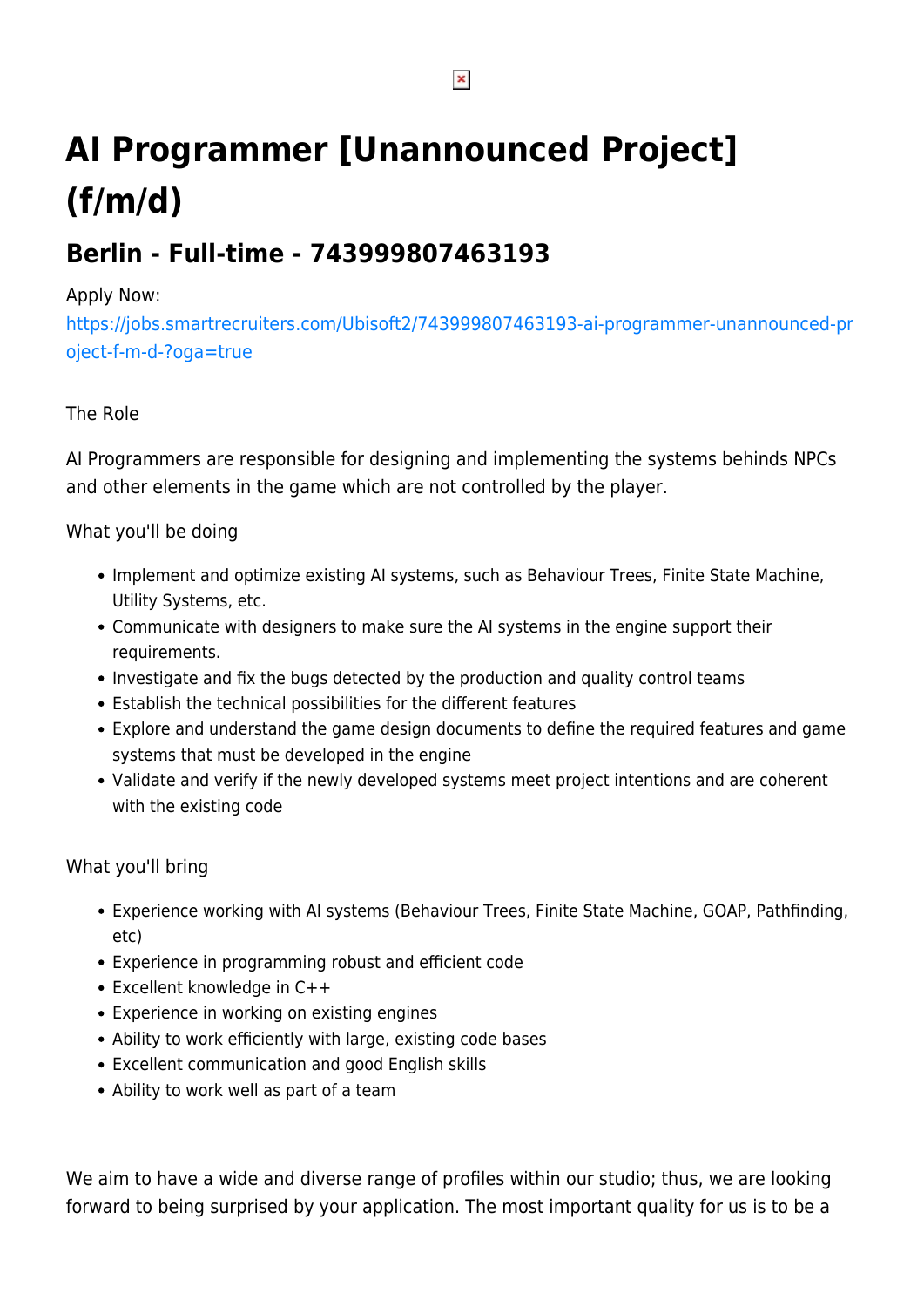# AI Programmer [Unannounced Project] (f/m/d)

## Berlin - Full-time - 743999807463193

Apply Now:
https://jobs.smartrecruiters.com/Ubisoft2/743999807463193-ai-programmer-unannounced-project-f-m-d-?oga=true

The Role

AI Programmers are responsible for designing and implementing the systems behinds NPCs and other elements in the game which are not controlled by the player.

What you'll be doing

- Implement and optimize existing AI systems, such as Behaviour Trees, Finite State Machine, Utility Systems, etc.
- Communicate with designers to make sure the AI systems in the engine support their requirements.
- Investigate and fix the bugs detected by the production and quality control teams
- Establish the technical possibilities for the different features
- Explore and understand the game design documents to define the required features and game systems that must be developed in the engine
- Validate and verify if the newly developed systems meet project intentions and are coherent with the existing code

What you'll bring

- Experience working with AI systems (Behaviour Trees, Finite State Machine, GOAP, Pathfinding, etc)
- Experience in programming robust and efficient code
- Excellent knowledge in C++
- Experience in working on existing engines
- Ability to work efficiently with large, existing code bases
- Excellent communication and good English skills
- Ability to work well as part of a team

We aim to have a wide and diverse range of profiles within our studio; thus, we are looking forward to being surprised by your application. The most important quality for us is to be a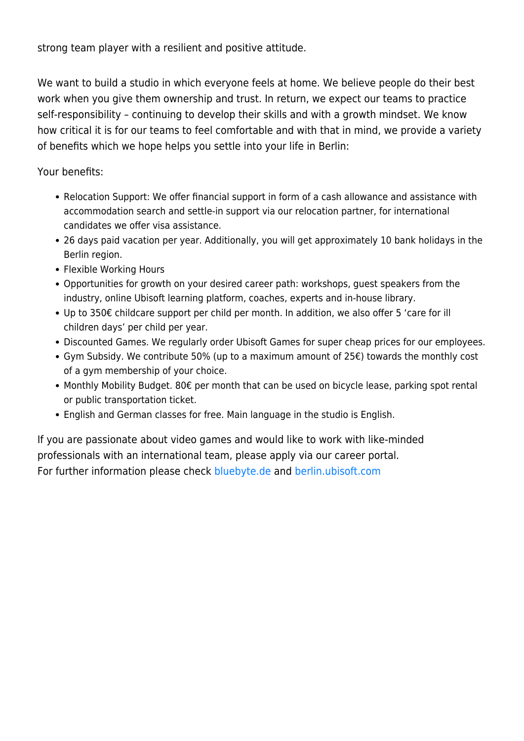strong team player with a resilient and positive attitude.

We want to build a studio in which everyone feels at home. We believe people do their best work when you give them ownership and trust. In return, we expect our teams to practice self-responsibility – continuing to develop their skills and with a growth mindset. We know how critical it is for our teams to feel comfortable and with that in mind, we provide a variety of benefits which we hope helps you settle into your life in Berlin:

Your benefits:

- Relocation Support: We offer financial support in form of a cash allowance and assistance with accommodation search and settle-in support via our relocation partner, for international candidates we offer visa assistance.
- 26 days paid vacation per year. Additionally, you will get approximately 10 bank holidays in the Berlin region.
- Flexible Working Hours
- Opportunities for growth on your desired career path: workshops, guest speakers from the industry, online Ubisoft learning platform, coaches, experts and in-house library.
- Up to 350€ childcare support per child per month. In addition, we also offer 5 'care for ill children days' per child per year.
- Discounted Games. We regularly order Ubisoft Games for super cheap prices for our employees.
- Gym Subsidy. We contribute 50% (up to a maximum amount of 25€) towards the monthly cost of a gym membership of your choice.
- Monthly Mobility Budget. 80€ per month that can be used on bicycle lease, parking spot rental or public transportation ticket.
- English and German classes for free. Main language in the studio is English.

If you are passionate about video games and would like to work with like-minded professionals with an international team, please apply via our career portal.
For further information please check bluebyte.de and berlin.ubisoft.com